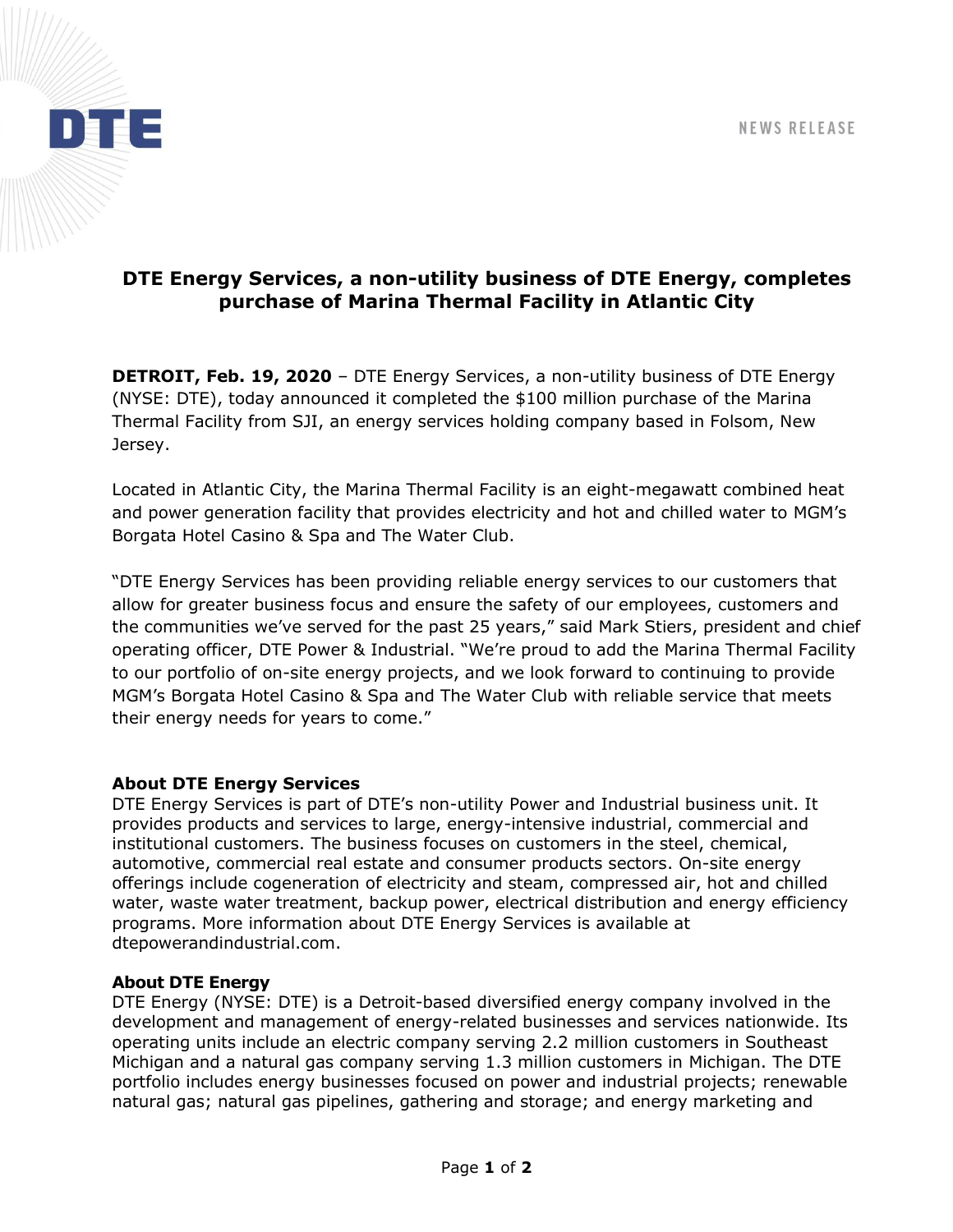DTE

NEWS RELEASE

# DTE Energy Services, a non-utility business of DTE Energy, completes purchase of Marina Thermal Facility in Atlantic City

**DETROIT, Feb. 19, 2020** – DTE Energy Services, a non-utility business of DTE Energy (NYSE: DTE), today announced it completed the $100 million purchase of the Marina Thermal Facility from SJI, an energy services holding company based in Folsom, New Jersey.

Located in Atlantic City, the Marina Thermal Facility is an eight-megawatt combined heat and power generation facility that provides electricity and hot and chilled water to MGM's Borgata Hotel Casino & Spa and The Water Club.

"DTE Energy Services has been providing reliable energy services to our customers that allow for greater business focus and ensure the safety of our employees, customers and the communities we've served for the past 25 years," said Mark Stiers, president and chief operating officer, DTE Power & Industrial. "We're proud to add the Marina Thermal Facility to our portfolio of on-site energy projects, and we look forward to continuing to provide MGM's Borgata Hotel Casino & Spa and The Water Club with reliable service that meets their energy needs for years to come."

**About DTE Energy Services**
DTE Energy Services is part of DTE's non-utility Power and Industrial business unit. It provides products and services to large, energy-intensive industrial, commercial and institutional customers. The business focuses on customers in the steel, chemical, automotive, commercial real estate and consumer products sectors. On-site energy offerings include cogeneration of electricity and steam, compressed air, hot and chilled water, waste water treatment, backup power, electrical distribution and energy efficiency programs. More information about DTE Energy Services is available at dtepowerandindustrial.com.

**About DTE Energy**
DTE Energy (NYSE: DTE) is a Detroit-based diversified energy company involved in the development and management of energy-related businesses and services nationwide. Its operating units include an electric company serving 2.2 million customers in Southeast Michigan and a natural gas company serving 1.3 million customers in Michigan. The DTE portfolio includes energy businesses focused on power and industrial projects; renewable natural gas; natural gas pipelines, gathering and storage; and energy marketing and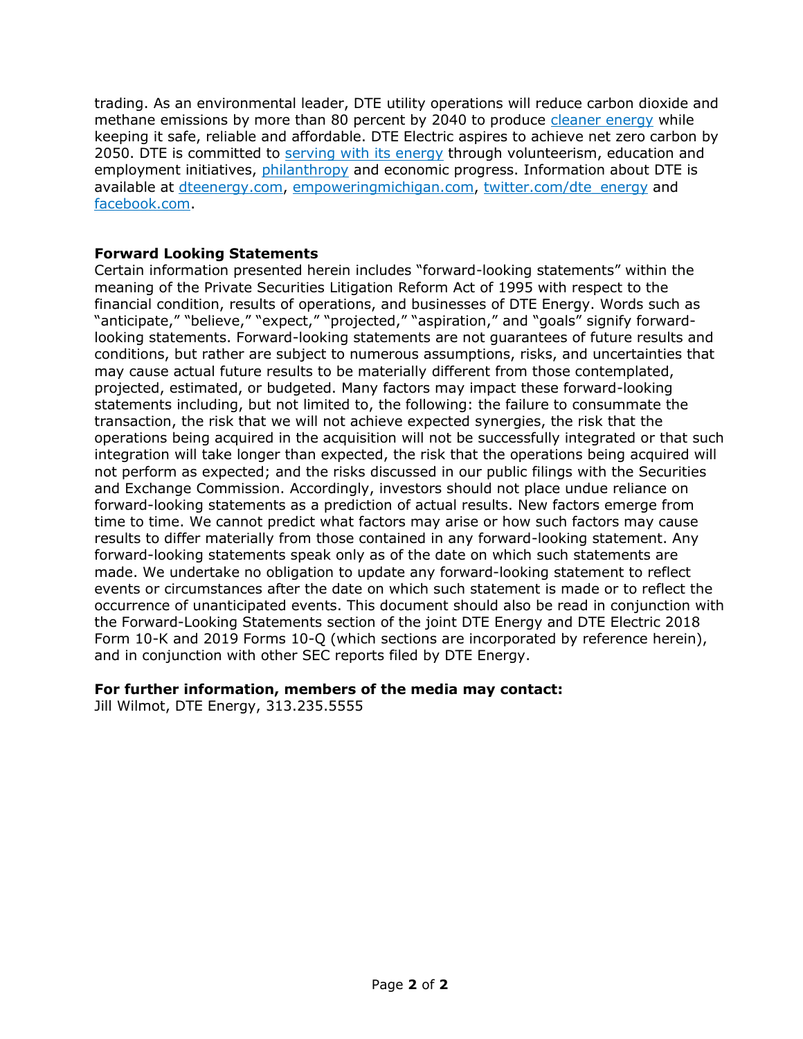trading. As an environmental leader, DTE utility operations will reduce carbon dioxide and methane emissions by more than 80 percent by 2040 to produce cleaner energy while keeping it safe, reliable and affordable. DTE Electric aspires to achieve net zero carbon by 2050. DTE is committed to serving with its energy through volunteerism, education and employment initiatives, philanthropy and economic progress. Information about DTE is available at dteenergy.com, empoweringmichigan.com, twitter.com/dte_energy and facebook.com.

**Forward Looking Statements**
Certain information presented herein includes "forward-looking statements" within the meaning of the Private Securities Litigation Reform Act of 1995 with respect to the financial condition, results of operations, and businesses of DTE Energy. Words such as "anticipate," "believe," "expect," "projected," "aspiration," and "goals" signify forward-looking statements. Forward-looking statements are not guarantees of future results and conditions, but rather are subject to numerous assumptions, risks, and uncertainties that may cause actual future results to be materially different from those contemplated, projected, estimated, or budgeted. Many factors may impact these forward-looking statements including, but not limited to, the following: the failure to consummate the transaction, the risk that we will not achieve expected synergies, the risk that the operations being acquired in the acquisition will not be successfully integrated or that such integration will take longer than expected, the risk that the operations being acquired will not perform as expected; and the risks discussed in our public filings with the Securities and Exchange Commission. Accordingly, investors should not place undue reliance on forward-looking statements as a prediction of actual results. New factors emerge from time to time. We cannot predict what factors may arise or how such factors may cause results to differ materially from those contained in any forward-looking statement. Any forward-looking statements speak only as of the date on which such statements are made. We undertake no obligation to update any forward-looking statement to reflect events or circumstances after the date on which such statement is made or to reflect the occurrence of unanticipated events. This document should also be read in conjunction with the Forward-Looking Statements section of the joint DTE Energy and DTE Electric 2018 Form 10-K and 2019 Forms 10-Q (which sections are incorporated by reference herein), and in conjunction with other SEC reports filed by DTE Energy.

**For further information, members of the media may contact:**
Jill Wilmot, DTE Energy, 313.235.5555